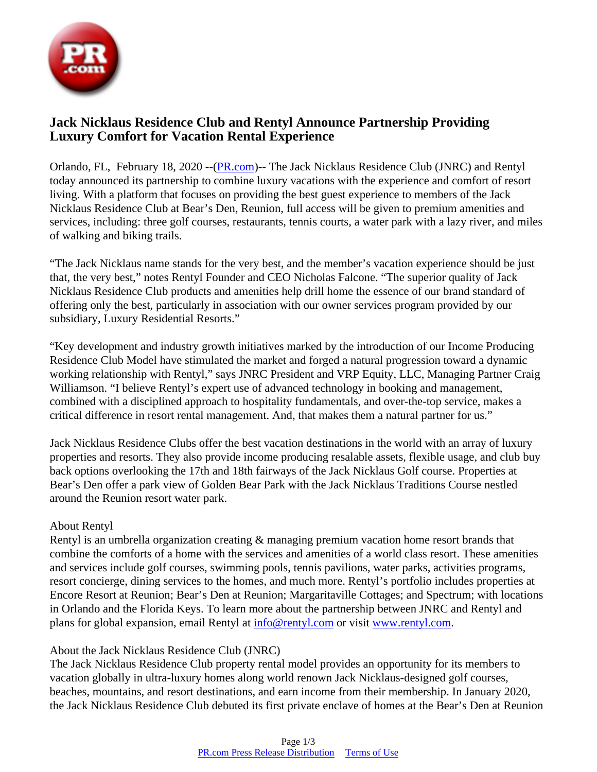# Jack Nicklaus Residence Club and Rentyl Announce Partnership Providing Luxury Comfort for Vacation Rental Experience

Orlando, FL, February 18, 2020 --(PR.com)-- The Jack Nicklaus Residence Club (JNRC) and Rentyl today announced its partnership to combine luxury vacations with the experience and comfort of resort living. With a platform that focuses on providing the best guest experience to members of the Jack Nicklaus Residence Club at Bear's Den, Reunion, full access will be given to premium amenities and services, including: three golf courses, restaurants, tennis courts, a water park with a lazy river, and miles of walking and biking trails.

"The Jack Nicklaus name stands for the very best, and the member's vacation experience should be just that, the very best," notes Rentyl Founder and CEO Nicholas Falcone. "The superior quality of Jack Nicklaus Residence Club products and amenities help drill home the essence of our brand standard of offering only the best, particularly in association with our owner services program provided by our subsidiary, Luxury Residential Resorts."

"Key development and industry growth initiatives marked by the introduction of our Income Producing Residence Club Model have stimulated the market and forged a natural progression toward a dynamic working relationship with Rentyl," says JNRC President and VRP Equity, LLC, Managing Partner Craig Williamson. "I believe Rentyl's expert use of advanced technology in booking and management, combined with a disciplined approach to hospitality fundamentals, and over-the-top service, makes a critical difference in resort rental management. And, that makes them a natural partner for us."

Jack Nicklaus Residence Clubs offer the best vacation destinations in the world with an array of luxury properties and resorts. They also provide income producing resalable assets, flexible usage, and club buy back options overlooking the 17th and 18th fairways of the Jack Nicklaus Golf course. Properties at Bear's Den offer a park view of Golden Bear Park with the Jack Nicklaus Traditions Course nestled around the Reunion resort water park.

About Rentyl
Rentyl is an umbrella organization creating & managing premium vacation home resort brands that combine the comforts of a home with the services and amenities of a world class resort. These amenities and services include golf courses, swimming pools, tennis pavilions, water parks, activities programs, resort concierge, dining services to the homes, and much more. Rentyl's portfolio includes properties at Encore Resort at Reunion; Bear's Den at Reunion; Margaritaville Cottages; and Spectrum; with locations in Orlando and the Florida Keys. To learn more about the partnership between JNRC and Rentyl and plans for global expansion, email Rentyl at info@rentyl.com or visit www.rentyl.com.

About the Jack Nicklaus Residence Club (JNRC)
The Jack Nicklaus Residence Club property rental model provides an opportunity for its members to vacation globally in ultra-luxury homes along world renown Jack Nicklaus-designed golf courses, beaches, mountains, and resort destinations, and earn income from their membership. In January 2020, the Jack Nicklaus Residence Club debuted its first private enclave of homes at the Bear's Den at Reunion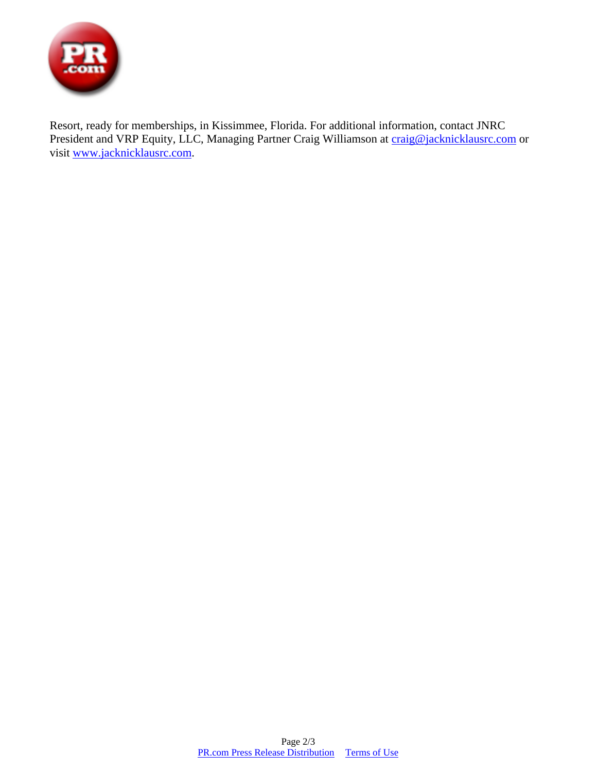Resort, ready for memberships, in Kissimmee, Florida. For additional information, contact JNRC President and VRP Equity, LLC, Managing Partner Craig Williamson at craig@jacknicklausrc.com or visit www.jacknicklausrc.com.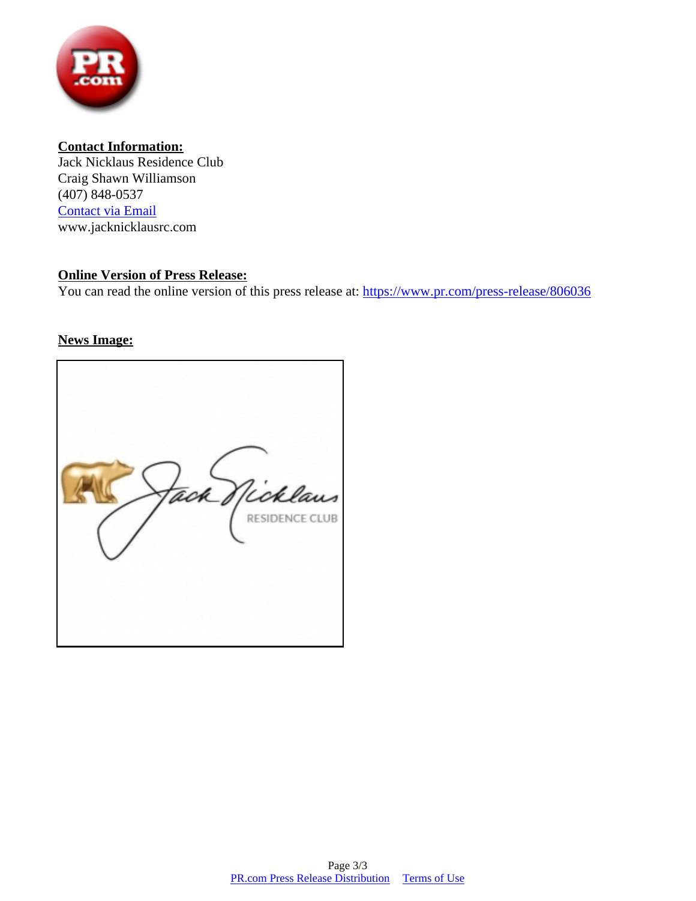**Contact Information:**
Jack Nicklaus Residence Club
Craig Shawn Williamson
(407) 848-0537
Contact via Email
www.jacknicklausrc.com

**Online Version of Press Release:**
You can read the online version of this press release at: https://www.pr.com/press-release/806036

**News Image:**